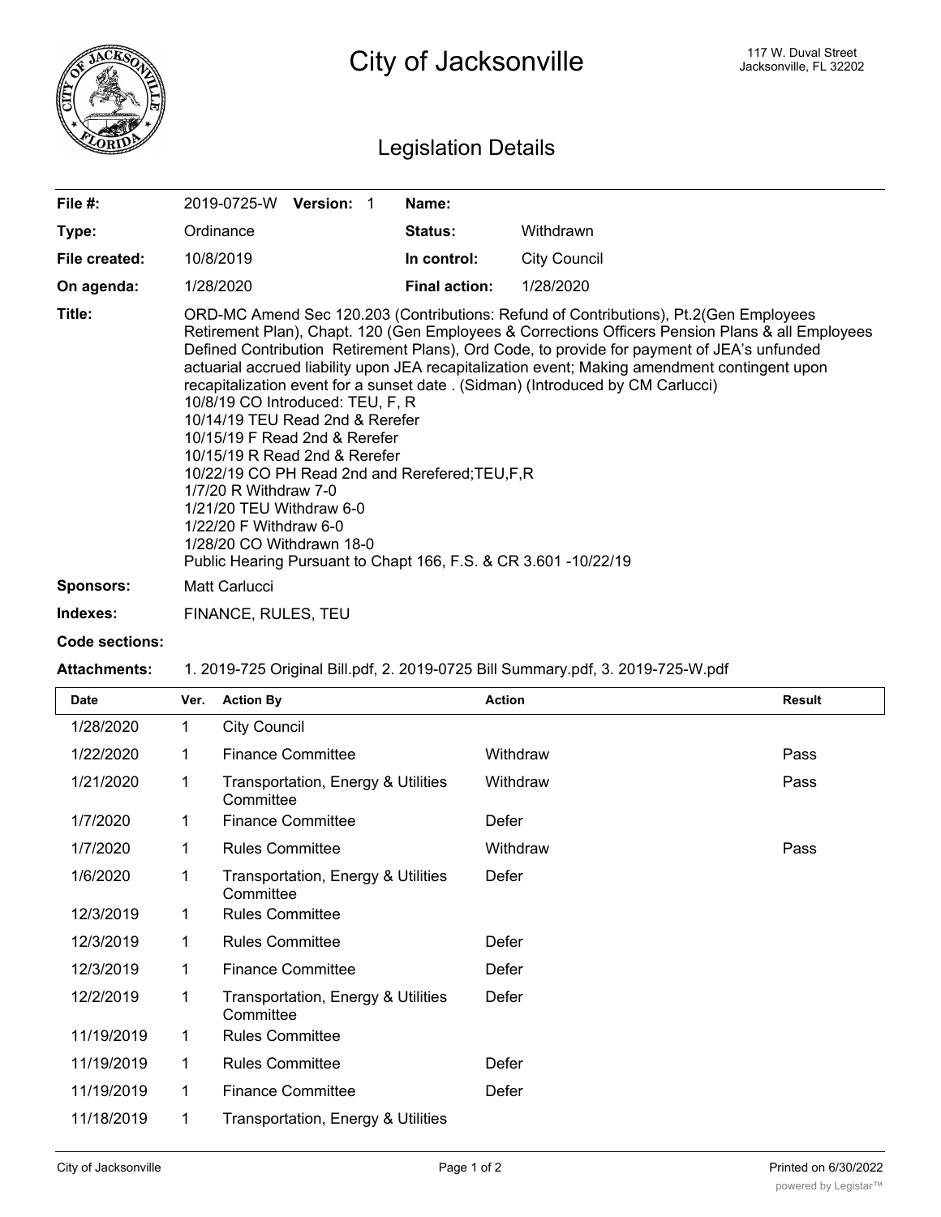# City of Jacksonville

117 W. Duval Street
Jacksonville, FL 32202

## Legislation Details

| | | | |
|---|---|---|---|
| **File #:** | 2019-0725-W **Version:** 1 | **Name:** | |
| **Type:** | Ordinance | **Status:** | Withdrawn |
| **File created:** | 10/8/2019 | **In control:** | City Council |
| **On agenda:** | 1/28/2020 | **Final action:** | 1/28/2020 |

**Title:** ORD-MC Amend Sec 120.203 (Contributions: Refund of Contributions), Pt.2(Gen Employees Retirement Plan), Chapt. 120 (Gen Employees & Corrections Officers Pension Plans & all Employees Defined Contribution Retirement Plans), Ord Code, to provide for payment of JEA's unfunded actuarial accrued liability upon JEA recapitalization event; Making amendment contingent upon recapitalization event for a sunset date . (Sidman) (Introduced by CM Carlucci)
10/8/19 CO Introduced: TEU, F, R
10/14/19 TEU Read 2nd & Rerefer
10/15/19 F Read 2nd & Rerefer
10/15/19 R Read 2nd & Rerefer
10/22/19 CO PH Read 2nd and Rerefered;TEU,F,R
1/7/20 R Withdraw 7-0
1/21/20 TEU Withdraw 6-0
1/22/20 F Withdraw 6-0
1/28/20 CO Withdrawn 18-0
Public Hearing Pursuant to Chapt 166, F.S. & CR 3.601 -10/22/19

**Sponsors:** Matt Carlucci

**Indexes:** FINANCE, RULES, TEU

**Code sections:**

**Attachments:** 1. 2019-725 Original Bill.pdf, 2. 2019-0725 Bill Summary.pdf, 3. 2019-725-W.pdf

| Date | Ver. | Action By | Action | Result |
|---|---|---|---|---|
| 1/28/2020 | 1 | City Council | | |
| 1/22/2020 | 1 | Finance Committee | Withdraw | Pass |
| 1/21/2020 | 1 | Transportation, Energy & Utilities Committee | Withdraw | Pass |
| 1/7/2020 | 1 | Finance Committee | Defer | |
| 1/7/2020 | 1 | Rules Committee | Withdraw | Pass |
| 1/6/2020 | 1 | Transportation, Energy & Utilities Committee | Defer | |
| 12/3/2019 | 1 | Rules Committee | | |
| 12/3/2019 | 1 | Rules Committee | Defer | |
| 12/3/2019 | 1 | Finance Committee | Defer | |
| 12/2/2019 | 1 | Transportation, Energy & Utilities Committee | Defer | |
| 11/19/2019 | 1 | Rules Committee | | |
| 11/19/2019 | 1 | Rules Committee | Defer | |
| 11/19/2019 | 1 | Finance Committee | Defer | |
| 11/18/2019 | 1 | Transportation, Energy & Utilities | | |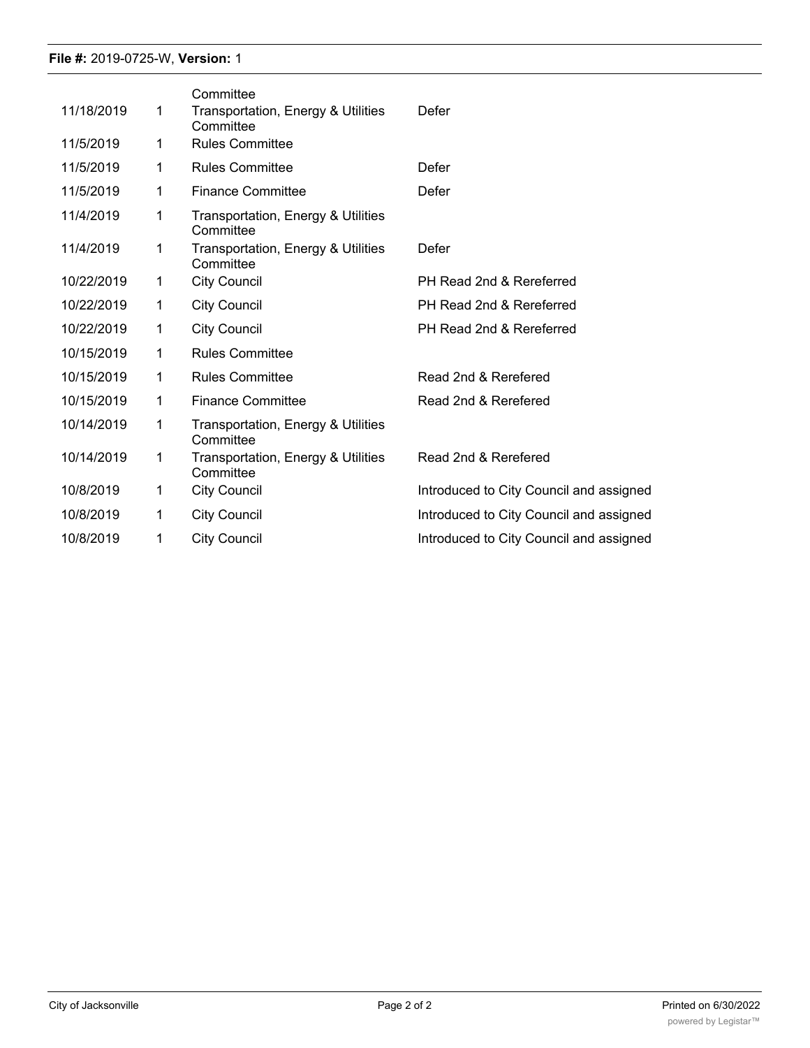| | | | |
|---|---|---|---|
| | | Committee | |
| 11/18/2019 | 1 | Transportation, Energy & Utilities Committee | Defer |
| 11/5/2019 | 1 | Rules Committee | |
| 11/5/2019 | 1 | Rules Committee | Defer |
| 11/5/2019 | 1 | Finance Committee | Defer |
| 11/4/2019 | 1 | Transportation, Energy & Utilities Committee | |
| 11/4/2019 | 1 | Transportation, Energy & Utilities Committee | Defer |
| 10/22/2019 | 1 | City Council | PH Read 2nd & Rereferred |
| 10/22/2019 | 1 | City Council | PH Read 2nd & Rereferred |
| 10/22/2019 | 1 | City Council | PH Read 2nd & Rereferred |
| 10/15/2019 | 1 | Rules Committee | |
| 10/15/2019 | 1 | Rules Committee | Read 2nd & Rerefered |
| 10/15/2019 | 1 | Finance Committee | Read 2nd & Rerefered |
| 10/14/2019 | 1 | Transportation, Energy & Utilities Committee | |
| 10/14/2019 | 1 | Transportation, Energy & Utilities Committee | Read 2nd & Rerefered |
| 10/8/2019 | 1 | City Council | Introduced to City Council and assigned |
| 10/8/2019 | 1 | City Council | Introduced to City Council and assigned |
| 10/8/2019 | 1 | City Council | Introduced to City Council and assigned |